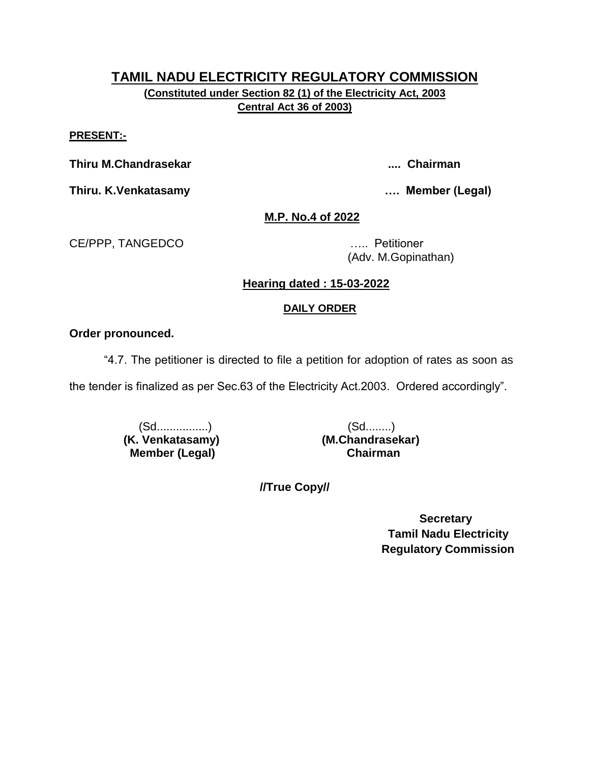# TAMIL NADU ELECTRICITY REGULATORY COMMISSION

**(Constituted under Section 82 (1) of the Electricity Act, 2003 Central Act 36 of 2003)**

**PRESENT:-**

**Thiru M.Chandrasekar .... Chairman**

**Thiru. K.Venkatasamy …. Member (Legal)**

**M.P. No.4 of 2022**

CE/PPP, TANGEDCO ….. Petitioner
(Adv. M.Gopinathan)

**Hearing dated : 15-03-2022**

**DAILY ORDER**

**Order pronounced.**

"4.7. The petitioner is directed to file a petition for adoption of rates as soon as the tender is finalized as per Sec.63 of the Electricity Act.2003. Ordered accordingly".

| (Sd................) | (Sd........) |
|---|---|
| **(K. Venkatasamy)** | **(M.Chandrasekar)** |
| **Member (Legal)** | **Chairman** |

**//True Copy//**

**Secretary**
**Tamil Nadu Electricity Regulatory Commission**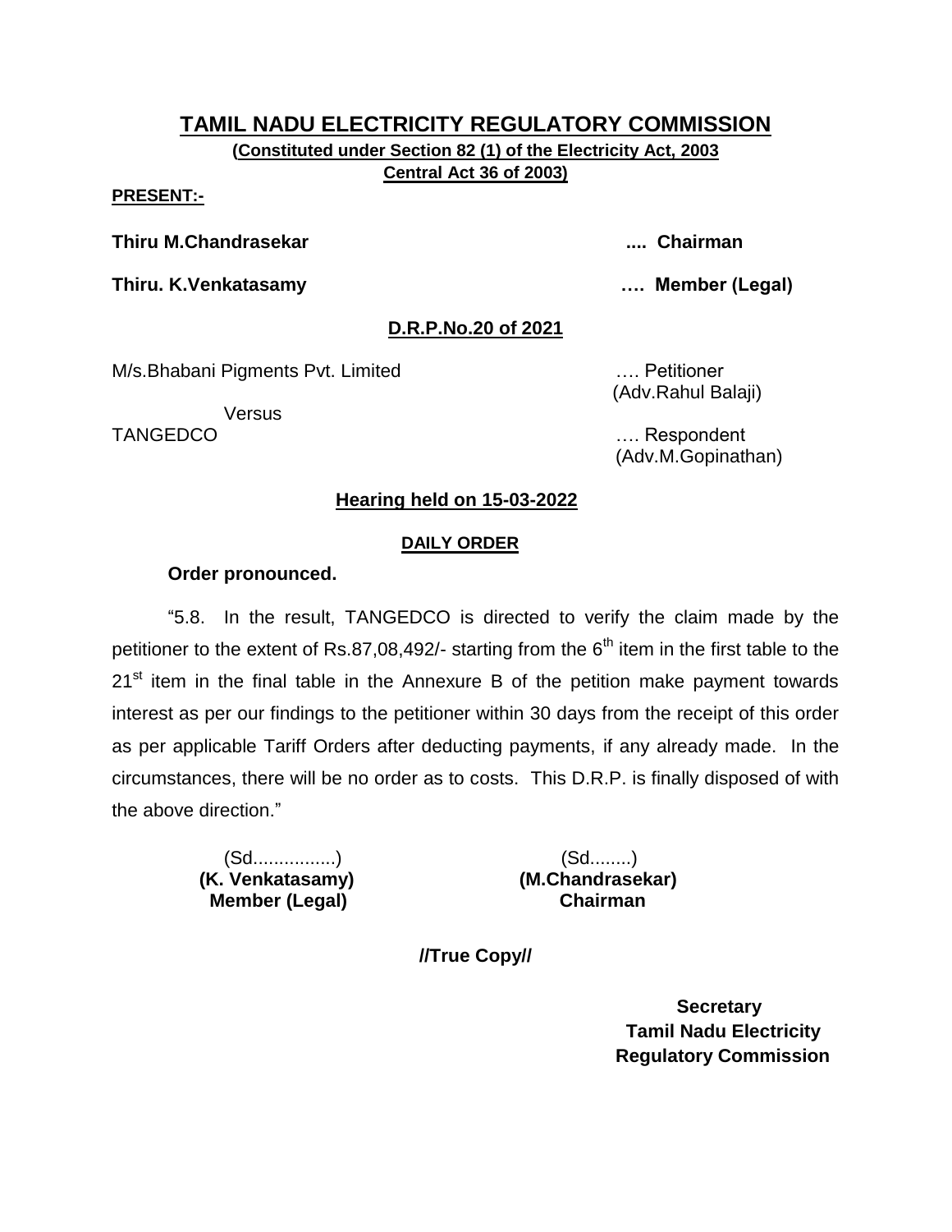# TAMIL NADU ELECTRICITY REGULATORY COMMISSION

**(Constituted under Section 82 (1) of the Electricity Act, 2003 Central Act 36 of 2003)**

**PRESENT:-**

**Thiru M.Chandrasekar .... Chairman**

**Thiru. K.Venkatasamy …. Member (Legal)**

**D.R.P.No.20 of 2021**

M/s.Bhabani Pigments Pvt. Limited …. Petitioner
(Adv.Rahul Balaji)

Versus

TANGEDCO …. Respondent
(Adv.M.Gopinathan)

**Hearing held on 15-03-2022**

**DAILY ORDER**

**Order pronounced.**

"5.8. In the result, TANGEDCO is directed to verify the claim made by the petitioner to the extent of Rs.87,08,492/- starting from the 6th item in the first table to the 21st item in the final table in the Annexure B of the petition make payment towards interest as per our findings to the petitioner within 30 days from the receipt of this order as per applicable Tariff Orders after deducting payments, if any already made. In the circumstances, there will be no order as to costs. This D.R.P. is finally disposed of with the above direction."

(Sd................)
**(K. Venkatasamy)**
**Member (Legal)**

(Sd........)
**(M.Chandrasekar)**
**Chairman**

**//True Copy//**

**Secretary**
**Tamil Nadu Electricity Regulatory Commission**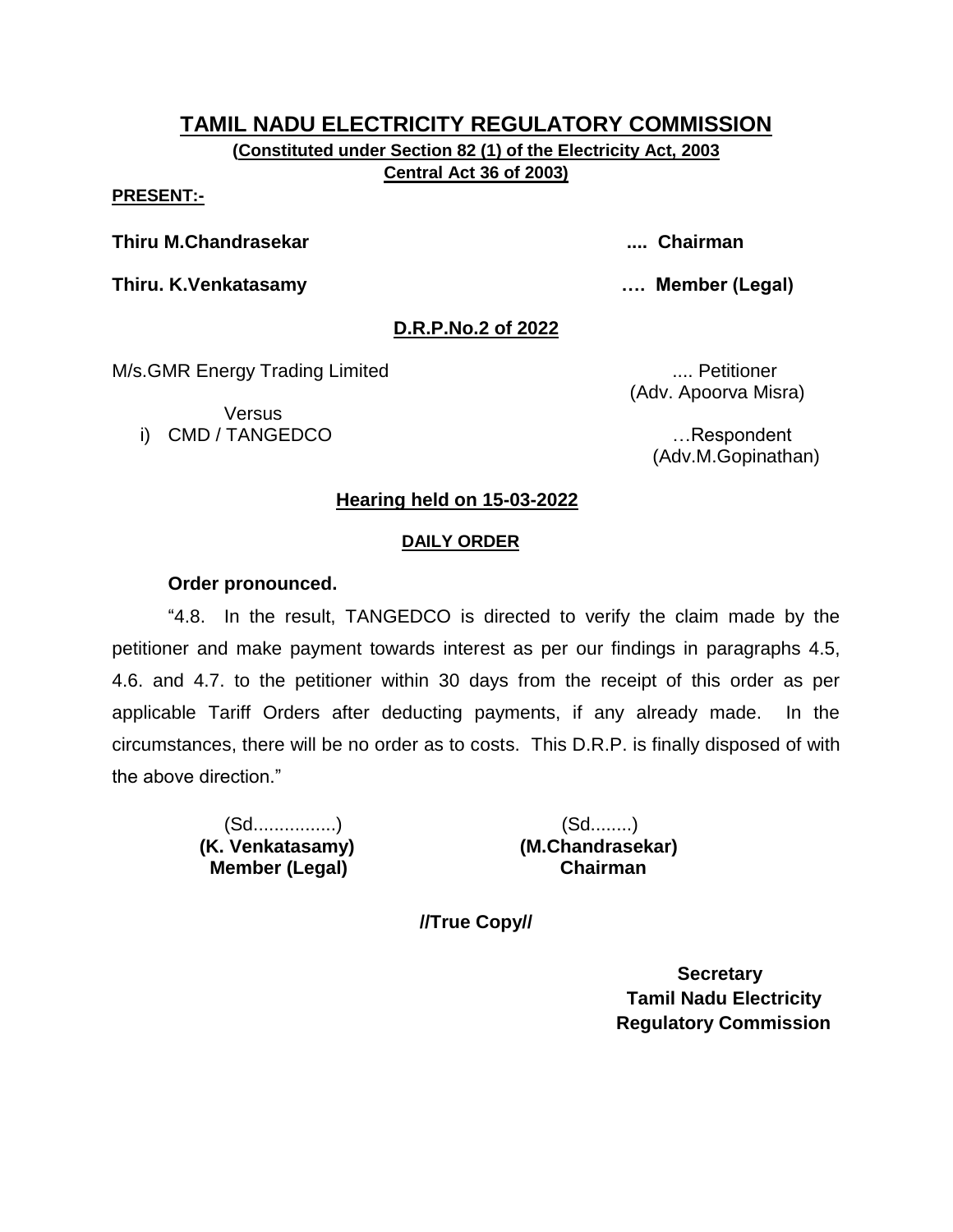# TAMIL NADU ELECTRICITY REGULATORY COMMISSION

**(Constituted under Section 82 (1) of the Electricity Act, 2003**
**Central Act 36 of 2003)**

**PRESENT:-**

**Thiru M.Chandrasekar .... Chairman**

**Thiru. K.Venkatasamy …. Member (Legal)**

**D.R.P.No.2 of 2022**

M/s.GMR Energy Trading Limited .... Petitioner
(Adv. Apoorva Misra)

Versus

i) CMD / TANGEDCO …Respondent
(Adv.M.Gopinathan)

**Hearing held on 15-03-2022**

**DAILY ORDER**

**Order pronounced.**

"4.8. In the result, TANGEDCO is directed to verify the claim made by the petitioner and make payment towards interest as per our findings in paragraphs 4.5, 4.6. and 4.7. to the petitioner within 30 days from the receipt of this order as per applicable Tariff Orders after deducting payments, if any already made. In the circumstances, there will be no order as to costs. This D.R.P. is finally disposed of with the above direction."

(Sd................)
**(K. Venkatasamy)**
**Member (Legal)**

(Sd........)
**(M.Chandrasekar)**
**Chairman**

**//True Copy//**

**Secretary**
**Tamil Nadu Electricity**
**Regulatory Commission**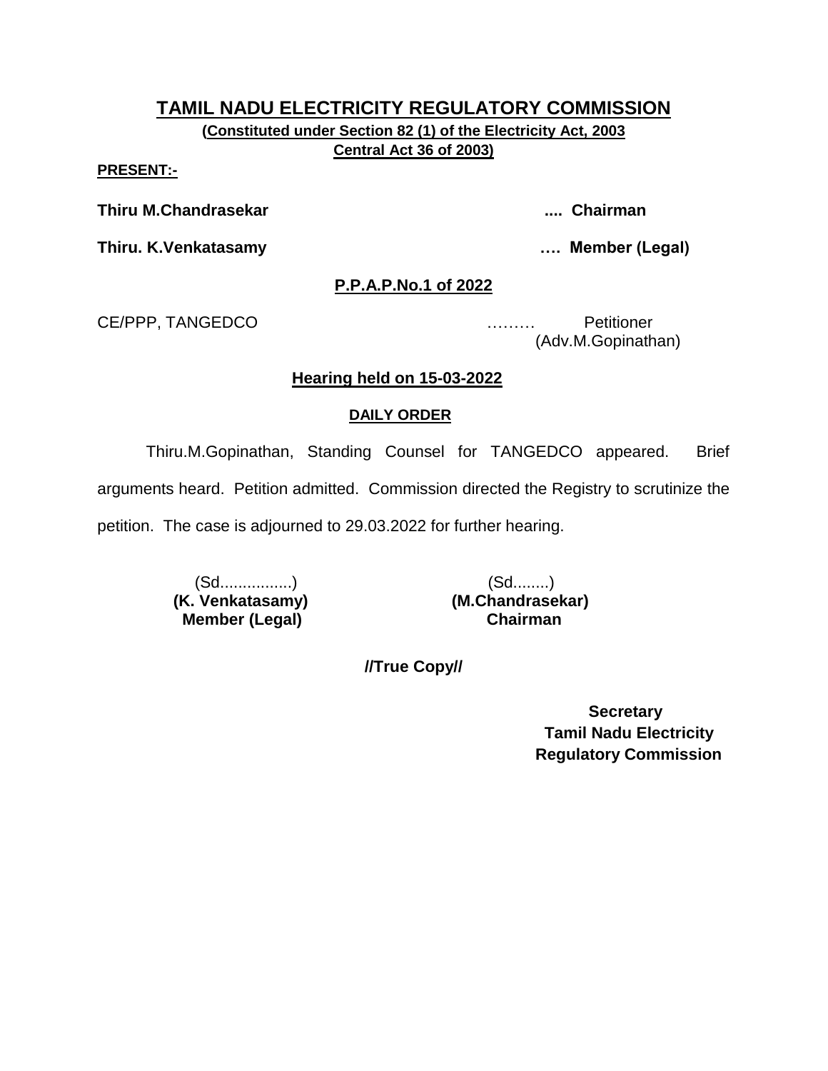# TAMIL NADU ELECTRICITY REGULATORY COMMISSION

**(Constituted under Section 82 (1) of the Electricity Act, 2003 Central Act 36 of 2003)**

**PRESENT:-**

**Thiru M.Chandrasekar .... Chairman**

**Thiru. K.Venkatasamy …. Member (Legal)**

## P.P.A.P.No.1 of 2022

CE/PPP, TANGEDCO ……… Petitioner (Adv.M.Gopinathan)

### Hearing held on 15-03-2022

**DAILY ORDER**

Thiru.M.Gopinathan, Standing Counsel for TANGEDCO appeared. Brief arguments heard. Petition admitted. Commission directed the Registry to scrutinize the petition. The case is adjourned to 29.03.2022 for further hearing.

| (Sd................) | (Sd........) |
|---|---|
| **(K. Venkatasamy)** | **(M.Chandrasekar)** |
| **Member (Legal)** | **Chairman** |

**//True Copy//**

**Secretary**
**Tamil Nadu Electricity Regulatory Commission**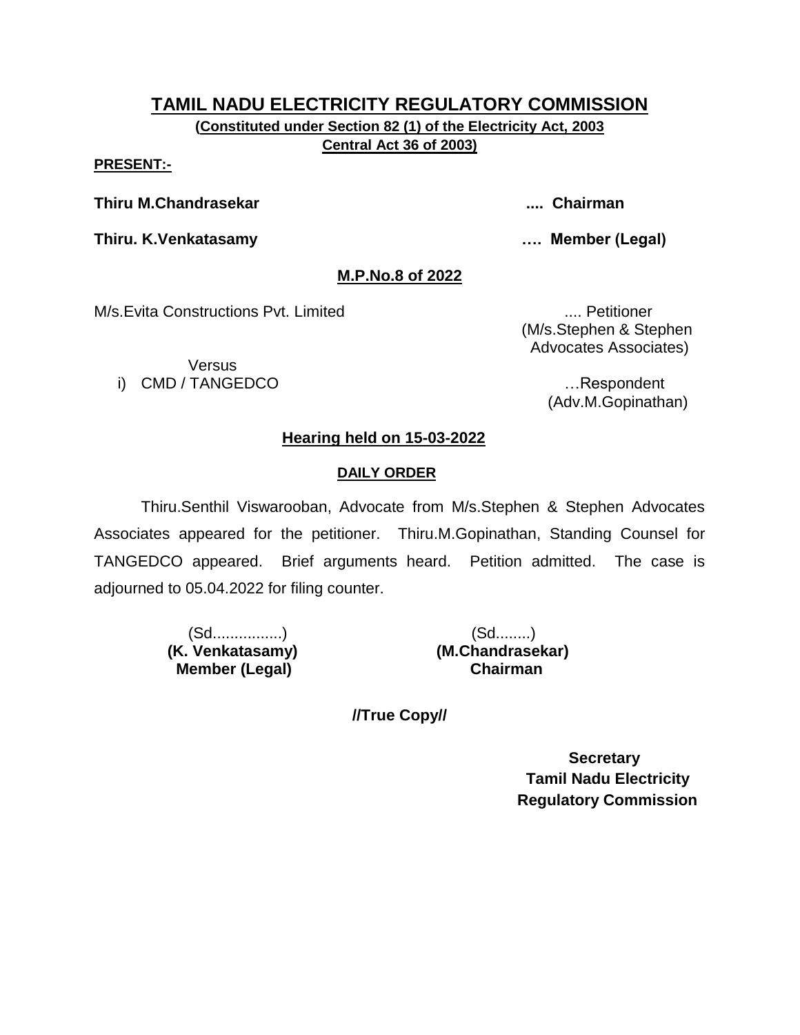# TAMIL NADU ELECTRICITY REGULATORY COMMISSION

**(Constituted under Section 82 (1) of the Electricity Act, 2003 Central Act 36 of 2003)**

**PRESENT:-**

**Thiru M.Chandrasekar .... Chairman**

**Thiru. K.Venkatasamy …. Member (Legal)**

## M.P.No.8 of 2022

M/s.Evita Constructions Pvt. Limited .... Petitioner
(M/s.Stephen & Stephen Advocates Associates)

Versus

i) CMD / TANGEDCO …Respondent
(Adv.M.Gopinathan)

### Hearing held on 15-03-2022

#### DAILY ORDER

Thiru.Senthil Viswarooban, Advocate from M/s.Stephen & Stephen Advocates Associates appeared for the petitioner. Thiru.M.Gopinathan, Standing Counsel for TANGEDCO appeared. Brief arguments heard. Petition admitted. The case is adjourned to 05.04.2022 for filing counter.

(Sd................)
**(K. Venkatasamy)**
**Member (Legal)**

(Sd........)
**(M.Chandrasekar)**
**Chairman**

**//True Copy//**

**Secretary**
**Tamil Nadu Electricity Regulatory Commission**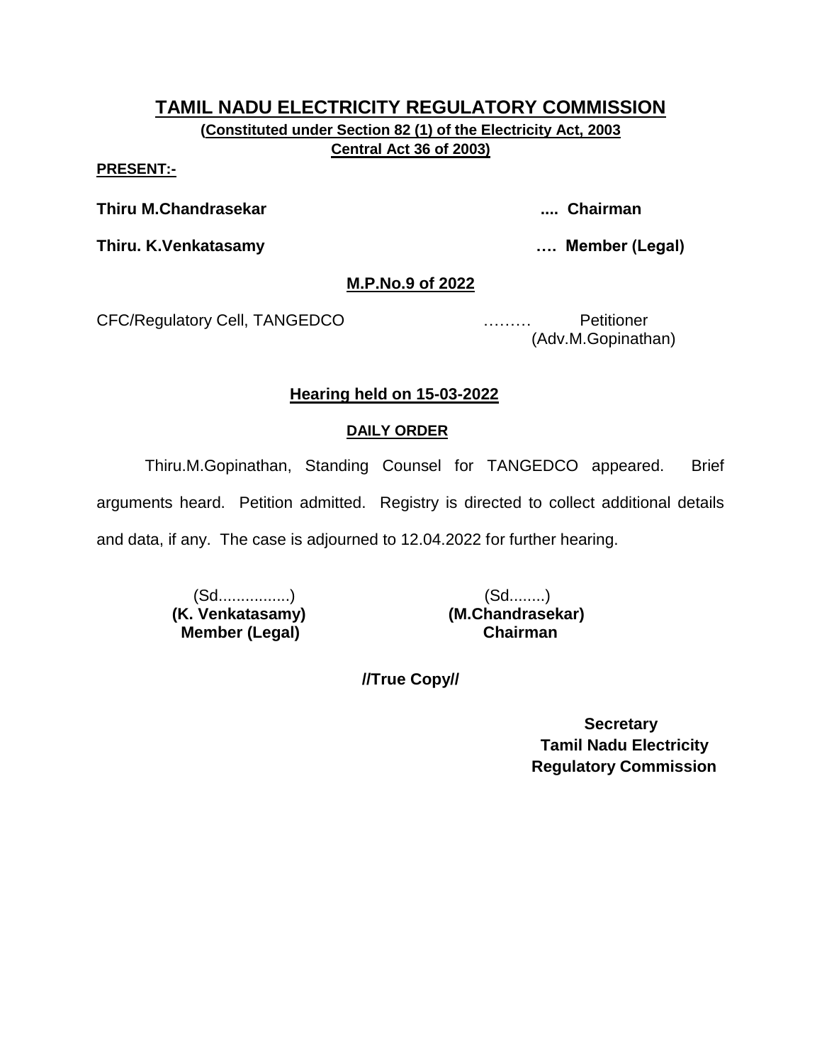# TAMIL NADU ELECTRICITY REGULATORY COMMISSION

**(Constituted under Section 82 (1) of the Electricity Act, 2003 Central Act 36 of 2003)**

**PRESENT:-**

**Thiru M.Chandrasekar** .... **Chairman**

**Thiru. K.Venkatasamy** …. **Member (Legal)**

## M.P.No.9 of 2022

CFC/Regulatory Cell, TANGEDCO ……… Petitioner
(Adv.M.Gopinathan)

### Hearing held on 15-03-2022

**DAILY ORDER**

Thiru.M.Gopinathan, Standing Counsel for TANGEDCO appeared. Brief arguments heard. Petition admitted. Registry is directed to collect additional details and data, if any. The case is adjourned to 12.04.2022 for further hearing.

| (Sd................)<br>**(K. Venkatasamy)**<br>**Member (Legal)** | (Sd........)<br>**(M.Chandrasekar)**<br>**Chairman** |
|---|---|

**//True Copy//**

**Secretary**
**Tamil Nadu Electricity Regulatory Commission**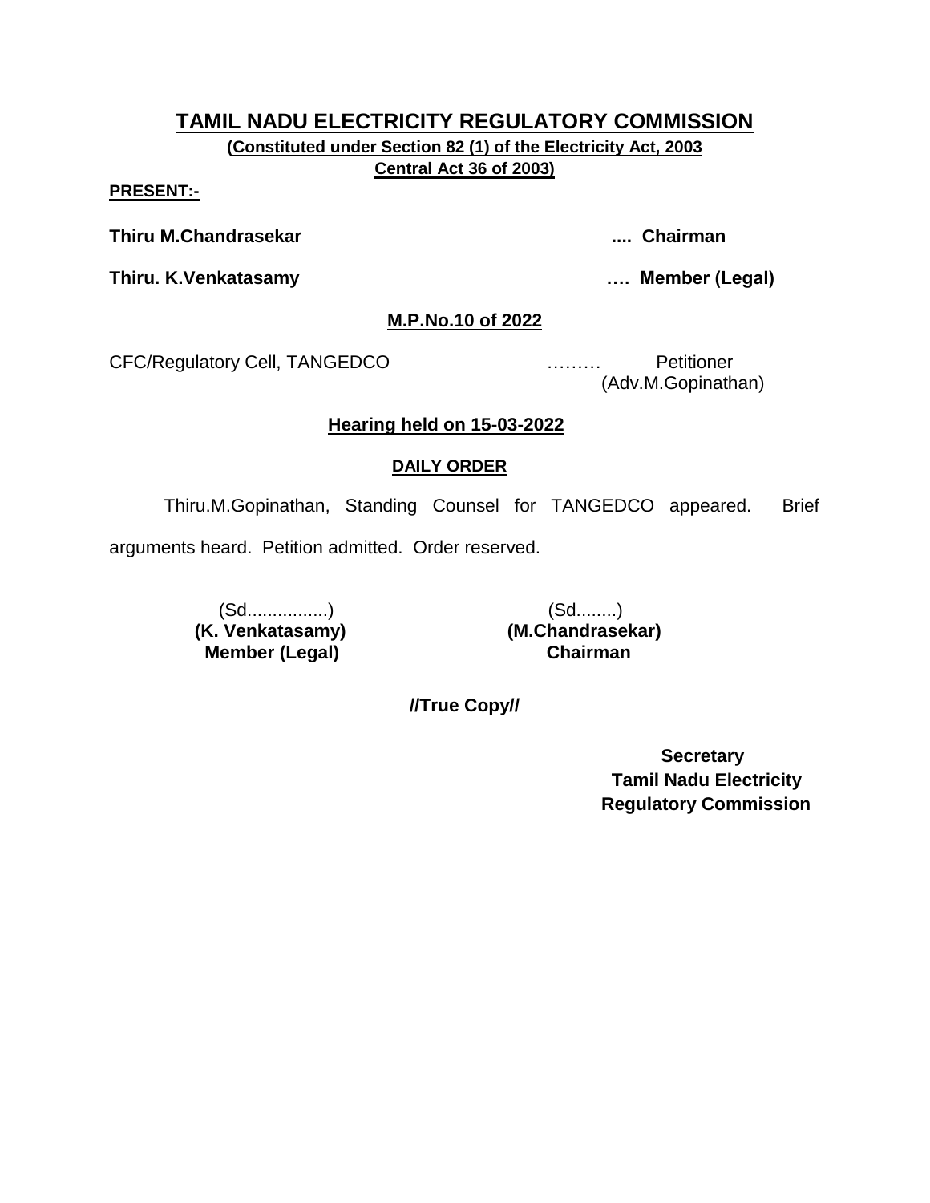# TAMIL NADU ELECTRICITY REGULATORY COMMISSION

**(Constituted under Section 82 (1) of the Electricity Act, 2003**
**Central Act 36 of 2003)**

**PRESENT:-**

**Thiru M.Chandrasekar .... Chairman**

**Thiru. K.Venkatasamy …. Member (Legal)**

**M.P.No.10 of 2022**

CFC/Regulatory Cell, TANGEDCO ……… Petitioner
(Adv.M.Gopinathan)

**Hearing held on 15-03-2022**

**DAILY ORDER**

Thiru.M.Gopinathan, Standing Counsel for TANGEDCO appeared. Brief arguments heard. Petition admitted. Order reserved.

| (Sd................) | (Sd........) |
|---|---|
| **(K. Venkatasamy)** | **(M.Chandrasekar)** |
| **Member (Legal)** | **Chairman** |

**//True Copy//**

**Secretary**
**Tamil Nadu Electricity**
**Regulatory Commission**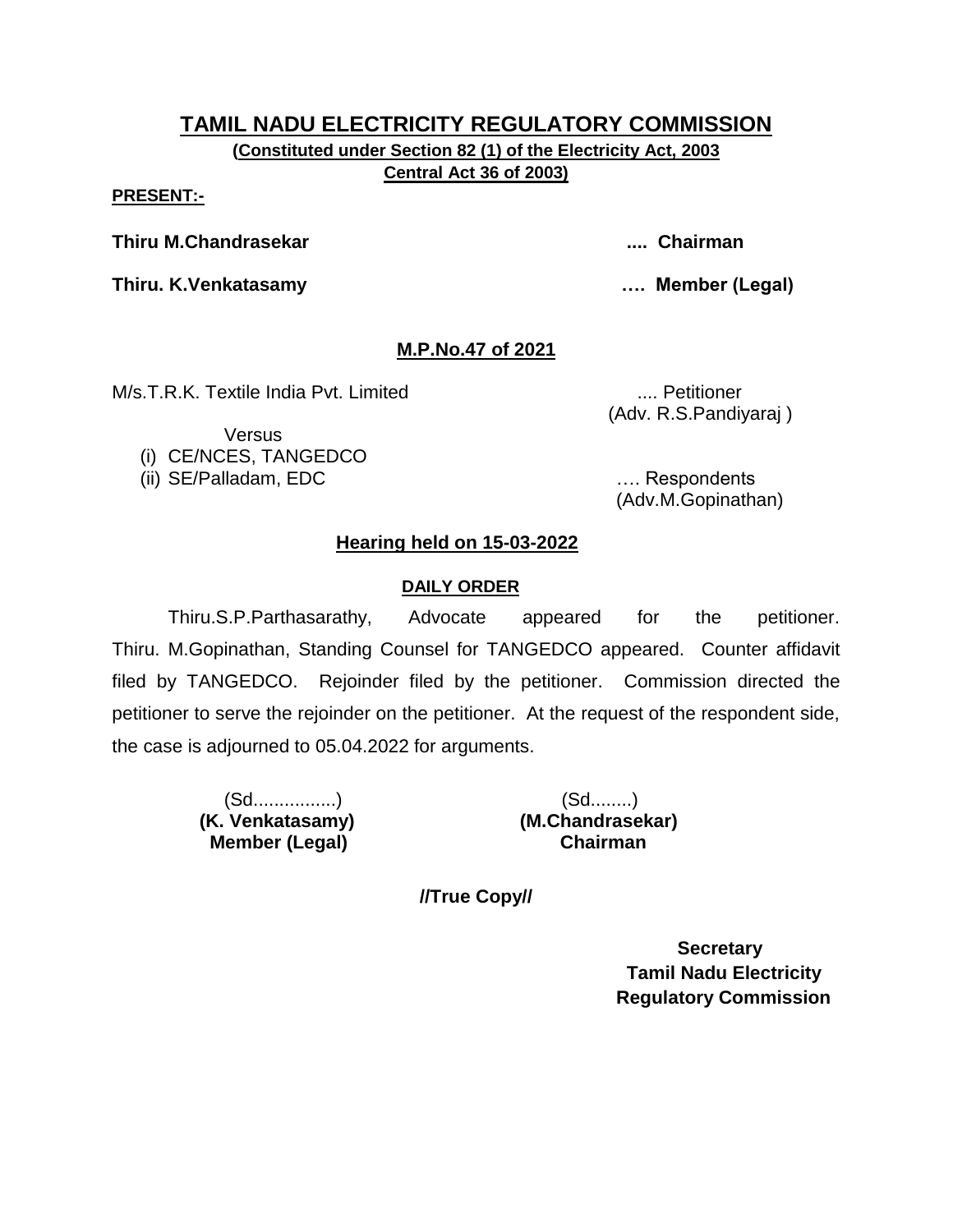# TAMIL NADU ELECTRICITY REGULATORY COMMISSION

**(Constituted under Section 82 (1) of the Electricity Act, 2003 Central Act 36 of 2003)**

**PRESENT:-**

**Thiru M.Chandrasekar .... Chairman**

**Thiru. K.Venkatasamy …. Member (Legal)**

## M.P.No.47 of 2021

M/s.T.R.K. Textile India Pvt. Limited .... Petitioner
(Adv. R.S.Pandiyaraj )

Versus

(i) CE/NCES, TANGEDCO
(ii) SE/Palladam, EDC …. Respondents
(Adv.M.Gopinathan)

## Hearing held on 15-03-2022

### DAILY ORDER

Thiru.S.P.Parthasarathy, Advocate appeared for the petitioner. Thiru. M.Gopinathan, Standing Counsel for TANGEDCO appeared. Counter affidavit filed by TANGEDCO. Rejoinder filed by the petitioner. Commission directed the petitioner to serve the rejoinder on the petitioner. At the request of the respondent side, the case is adjourned to 05.04.2022 for arguments.

(Sd................)
**(K. Venkatasamy)**
**Member (Legal)**

(Sd........)
**(M.Chandrasekar)**
**Chairman**

**//True Copy//**

**Secretary**
**Tamil Nadu Electricity Regulatory Commission**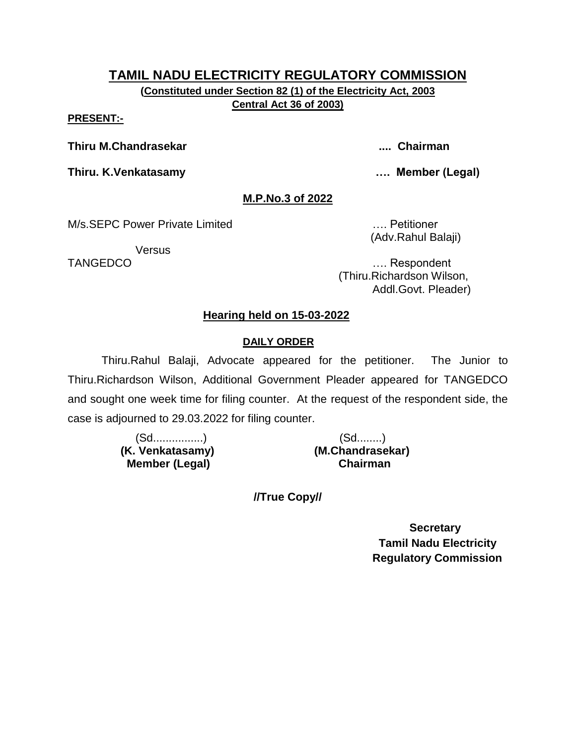# TAMIL NADU ELECTRICITY REGULATORY COMMISSION

**(Constituted under Section 82 (1) of the Electricity Act, 2003**
**Central Act 36 of 2003)**

**PRESENT:-**

**Thiru M.Chandrasekar .... Chairman**

**Thiru. K.Venkatasamy …. Member (Legal)**

**M.P.No.3 of 2022**

M/s.SEPC Power Private Limited …. Petitioner
(Adv.Rahul Balaji)

Versus

TANGEDCO …. Respondent
(Thiru.Richardson Wilson,
Addl.Govt. Pleader)

**Hearing held on 15-03-2022**

**DAILY ORDER**

Thiru.Rahul Balaji, Advocate appeared for the petitioner. The Junior to Thiru.Richardson Wilson, Additional Government Pleader appeared for TANGEDCO and sought one week time for filing counter. At the request of the respondent side, the case is adjourned to 29.03.2022 for filing counter.

| (Sd................) | (Sd........) |
|---|---|
| **(K. Venkatasamy)** | **(M.Chandrasekar)** |
| **Member (Legal)** | **Chairman** |

**//True Copy//**

**Secretary**
**Tamil Nadu Electricity**
**Regulatory Commission**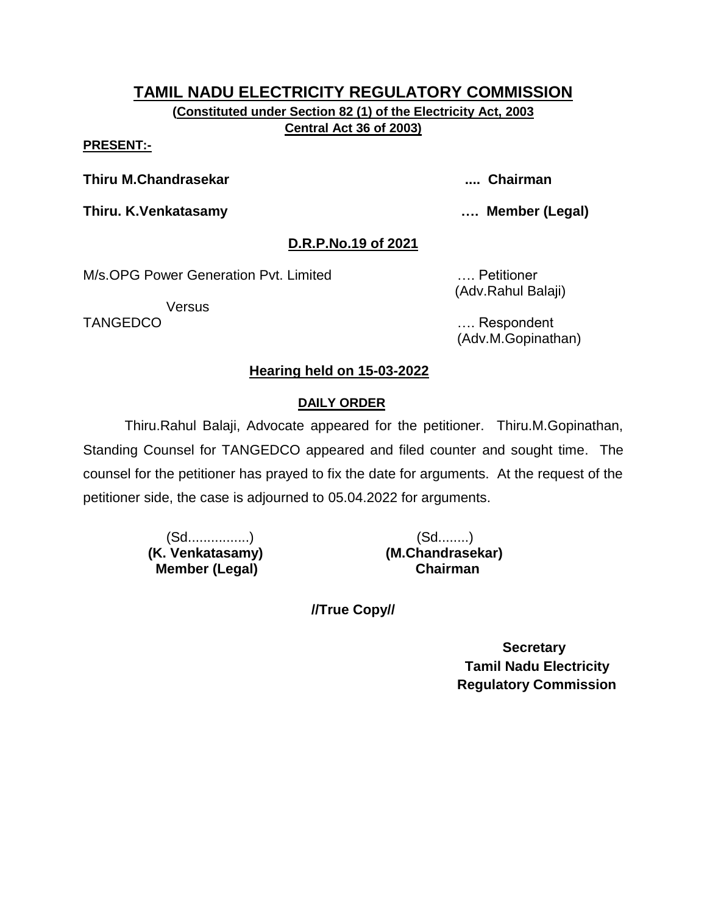# TAMIL NADU ELECTRICITY REGULATORY COMMISSION

**(Constituted under Section 82 (1) of the Electricity Act, 2003 Central Act 36 of 2003)**

**PRESENT:-**

**Thiru M.Chandrasekar** .... **Chairman**

**Thiru. K.Venkatasamy** …. **Member (Legal)**

**D.R.P.No.19 of 2021**

M/s.OPG Power Generation Pvt. Limited …. Petitioner (Adv.Rahul Balaji)

Versus

TANGEDCO …. Respondent (Adv.M.Gopinathan)

**Hearing held on 15-03-2022**

**DAILY ORDER**

Thiru.Rahul Balaji, Advocate appeared for the petitioner. Thiru.M.Gopinathan, Standing Counsel for TANGEDCO appeared and filed counter and sought time. The counsel for the petitioner has prayed to fix the date for arguments. At the request of the petitioner side, the case is adjourned to 05.04.2022 for arguments.

| (Sd................) | (Sd........) |
|---|---|
| **(K. Venkatasamy)** | **(M.Chandrasekar)** |
| **Member (Legal)** | **Chairman** |

**//True Copy//**

**Secretary**
**Tamil Nadu Electricity Regulatory Commission**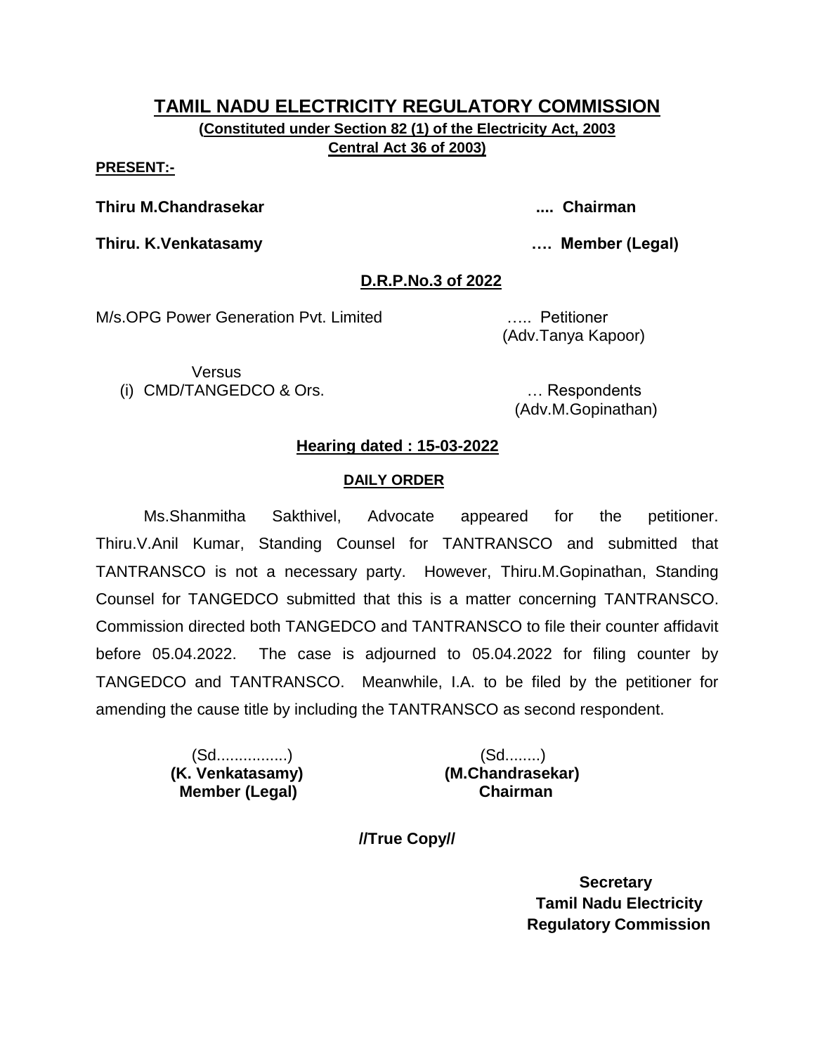# TAMIL NADU ELECTRICITY REGULATORY COMMISSION

**(Constituted under Section 82 (1) of the Electricity Act, 2003 Central Act 36 of 2003)**

**PRESENT:-**

**Thiru M.Chandrasekar .... Chairman**

**Thiru. K.Venkatasamy …. Member (Legal)**

## D.R.P.No.3 of 2022

M/s.OPG Power Generation Pvt. Limited ….. Petitioner
(Adv.Tanya Kapoor)

Versus

(i) CMD/TANGEDCO & Ors. … Respondents
(Adv.M.Gopinathan)

**Hearing dated : 15-03-2022**

**DAILY ORDER**

Ms.Shanmitha Sakthivel, Advocate appeared for the petitioner. Thiru.V.Anil Kumar, Standing Counsel for TANTRANSCO and submitted that TANTRANSCO is not a necessary party. However, Thiru.M.Gopinathan, Standing Counsel for TANGEDCO submitted that this is a matter concerning TANTRANSCO. Commission directed both TANGEDCO and TANTRANSCO to file their counter affidavit before 05.04.2022. The case is adjourned to 05.04.2022 for filing counter by TANGEDCO and TANTRANSCO. Meanwhile, I.A. to be filed by the petitioner for amending the cause title by including the TANTRANSCO as second respondent.

(Sd................)
**(K. Venkatasamy)**
**Member (Legal)**

(Sd........)
**(M.Chandrasekar)**
**Chairman**

**//True Copy//**

**Secretary**
**Tamil Nadu Electricity Regulatory Commission**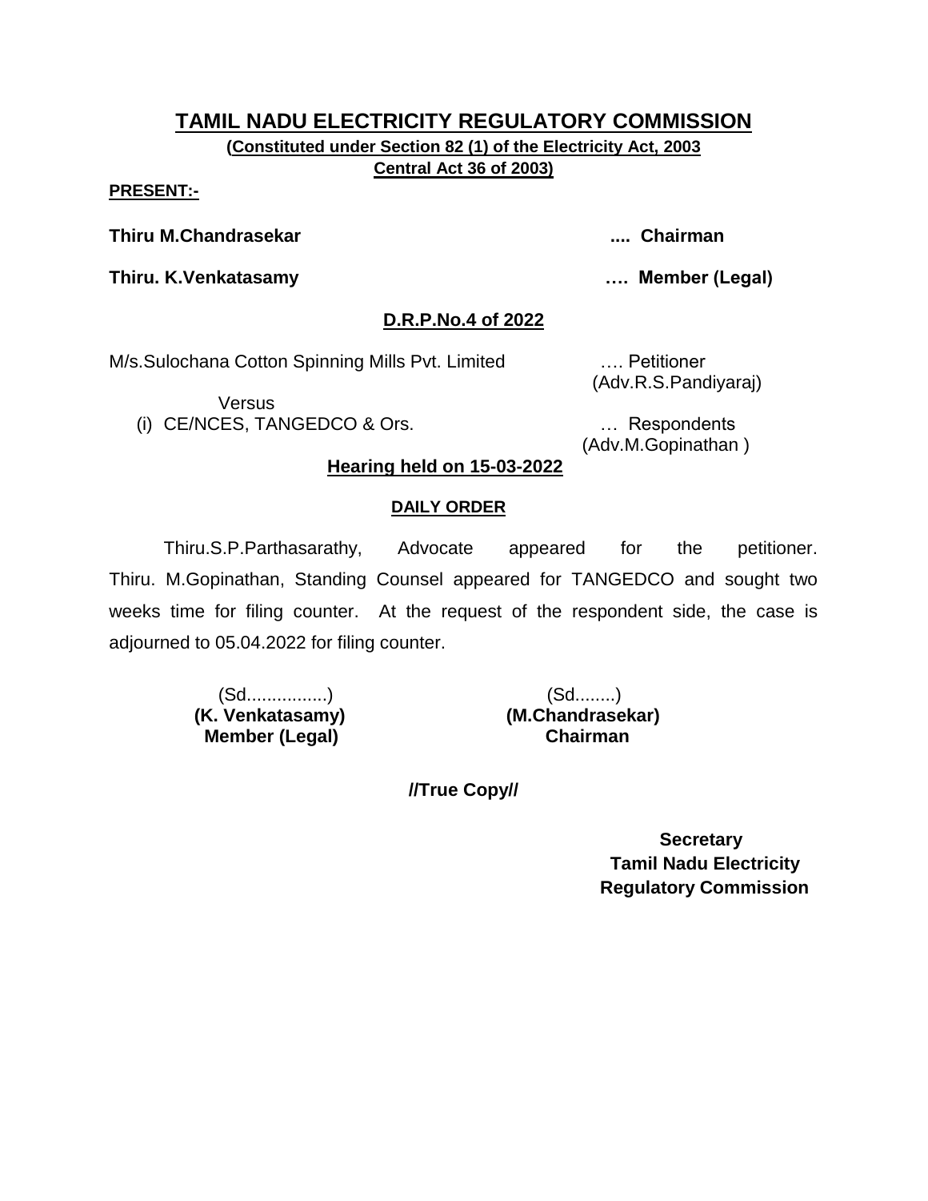# TAMIL NADU ELECTRICITY REGULATORY COMMISSION

**(Constituted under Section 82 (1) of the Electricity Act, 2003 Central Act 36 of 2003)**

**PRESENT:-**

**Thiru M.Chandrasekar** .... **Chairman**

**Thiru. K.Venkatasamy** …. **Member (Legal)**

## D.R.P.No.4 of 2022

M/s.Sulochana Cotton Spinning Mills Pvt. Limited …. Petitioner
(Adv.R.S.Pandiyaraj)

Versus

(i) CE/NCES, TANGEDCO & Ors. … Respondents
(Adv.M.Gopinathan )

**Hearing held on 15-03-2022**

**DAILY ORDER**

Thiru.S.P.Parthasarathy, Advocate appeared for the petitioner. Thiru. M.Gopinathan, Standing Counsel appeared for TANGEDCO and sought two weeks time for filing counter. At the request of the respondent side, the case is adjourned to 05.04.2022 for filing counter.

(Sd................)
**(K. Venkatasamy)**
**Member (Legal)**

(Sd........)
**(M.Chandrasekar)**
**Chairman**

**//True Copy//**

**Secretary**
**Tamil Nadu Electricity Regulatory Commission**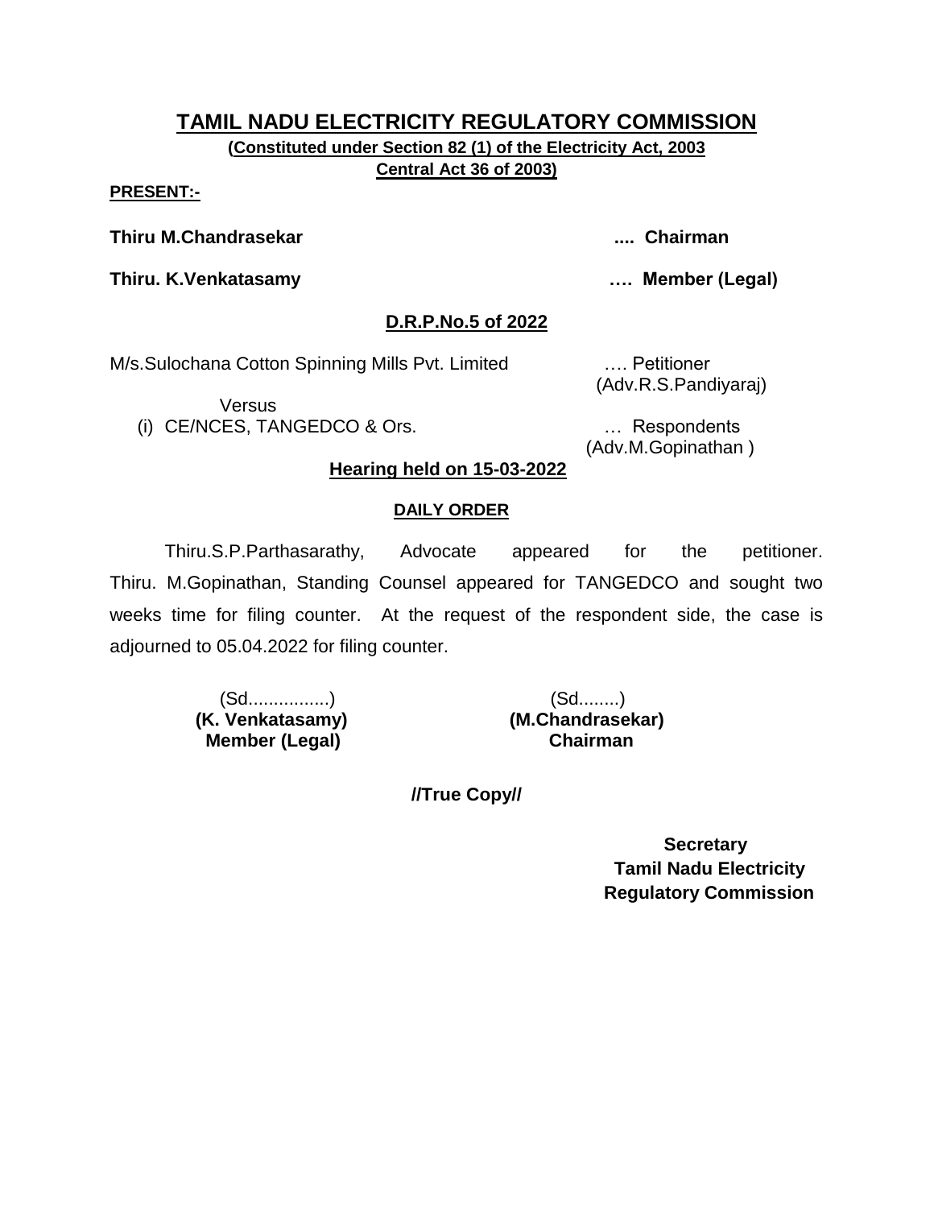# TAMIL NADU ELECTRICITY REGULATORY COMMISSION

**(Constituted under Section 82 (1) of the Electricity Act, 2003 Central Act 36 of 2003)**

**PRESENT:-**

**Thiru M.Chandrasekar .... Chairman**

**Thiru. K.Venkatasamy …. Member (Legal)**

## D.R.P.No.5 of 2022

M/s.Sulochana Cotton Spinning Mills Pvt. Limited …. Petitioner
(Adv.R.S.Pandiyaraj)

Versus

(i) CE/NCES, TANGEDCO & Ors. … Respondents
(Adv.M.Gopinathan )

**Hearing held on 15-03-2022**

**DAILY ORDER**

Thiru.S.P.Parthasarathy, Advocate appeared for the petitioner. Thiru. M.Gopinathan, Standing Counsel appeared for TANGEDCO and sought two weeks time for filing counter. At the request of the respondent side, the case is adjourned to 05.04.2022 for filing counter.

(Sd................)
**(K. Venkatasamy)**
**Member (Legal)**

(Sd........)
**(M.Chandrasekar)**
**Chairman**

**//True Copy//**

**Secretary**
**Tamil Nadu Electricity**
**Regulatory Commission**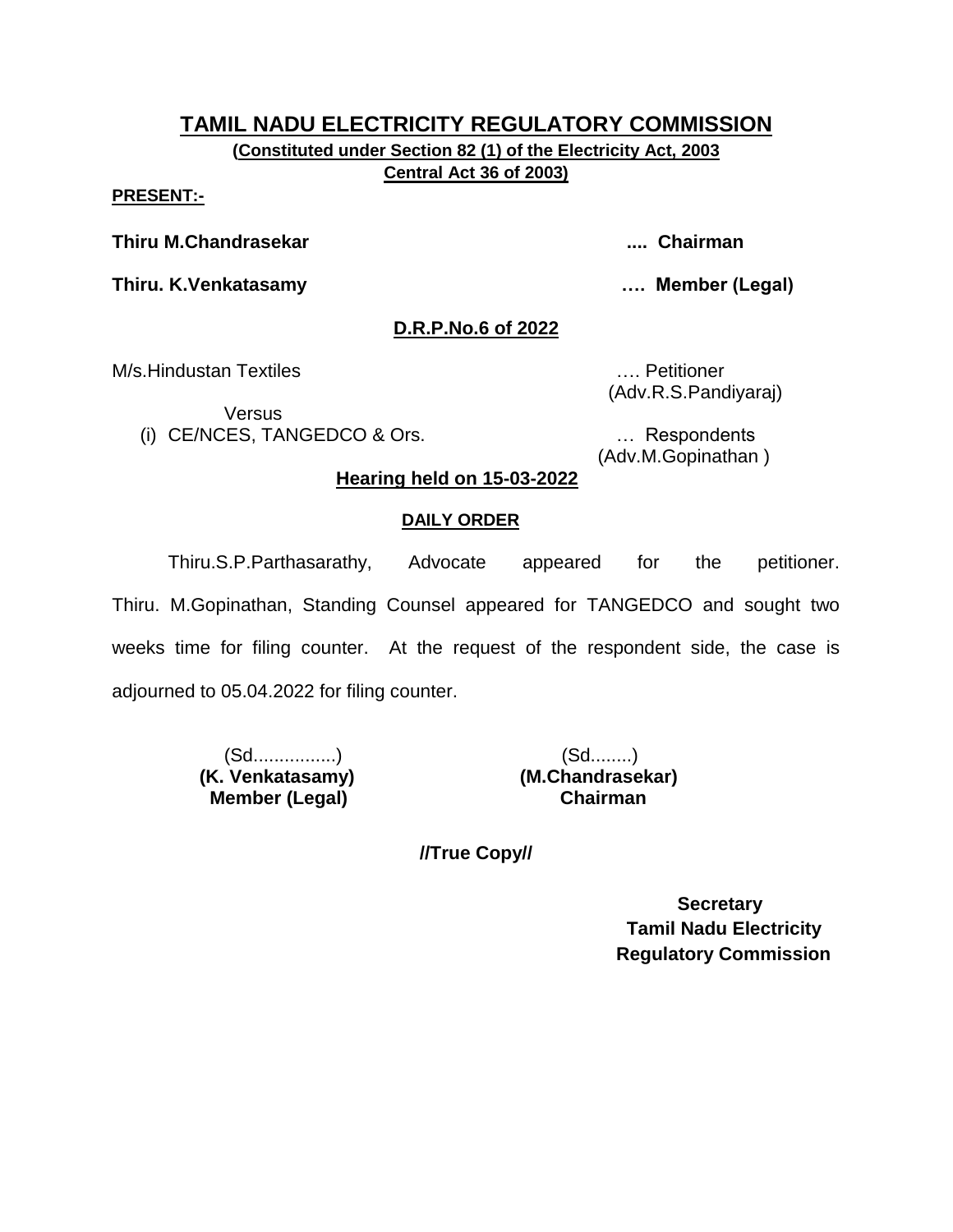# TAMIL NADU ELECTRICITY REGULATORY COMMISSION

**(Constituted under Section 82 (1) of the Electricity Act, 2003 Central Act 36 of 2003)**

**PRESENT:-**

**Thiru M.Chandrasekar .... Chairman**

**Thiru. K.Venkatasamy …. Member (Legal)**

**D.R.P.No.6 of 2022**

M/s.Hindustan Textiles …. Petitioner
(Adv.R.S.Pandiyaraj)

Versus

(i) CE/NCES, TANGEDCO & Ors. … Respondents
(Adv.M.Gopinathan )

**Hearing held on 15-03-2022**

**DAILY ORDER**

Thiru.S.P.Parthasarathy, Advocate appeared for the petitioner. Thiru. M.Gopinathan, Standing Counsel appeared for TANGEDCO and sought two weeks time for filing counter. At the request of the respondent side, the case is adjourned to 05.04.2022 for filing counter.

(Sd................)
**(K. Venkatasamy)**
**Member (Legal)**

(Sd........)
**(M.Chandrasekar)**
**Chairman**

**//True Copy//**

**Secretary**
**Tamil Nadu Electricity Regulatory Commission**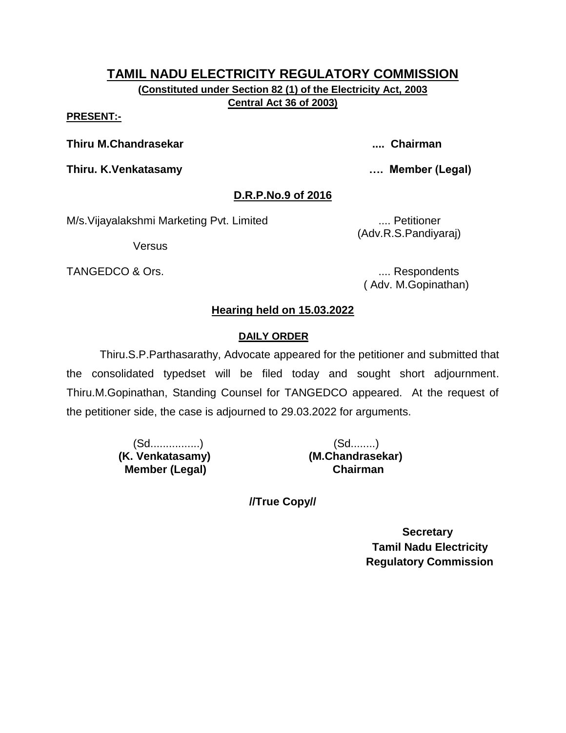# TAMIL NADU ELECTRICITY REGULATORY COMMISSION

**(Constituted under Section 82 (1) of the Electricity Act, 2003 Central Act 36 of 2003)**

**PRESENT:-**

**Thiru M.Chandrasekar .... Chairman**

**Thiru. K.Venkatasamy …. Member (Legal)**

## D.R.P.No.9 of 2016

M/s.Vijayalakshmi Marketing Pvt. Limited .... Petitioner
(Adv.R.S.Pandiyaraj)

Versus

TANGEDCO & Ors. .... Respondents
( Adv. M.Gopinathan)

### Hearing held on 15.03.2022

#### DAILY ORDER

Thiru.S.P.Parthasarathy, Advocate appeared for the petitioner and submitted that the consolidated typedset will be filed today and sought short adjournment. Thiru.M.Gopinathan, Standing Counsel for TANGEDCO appeared. At the request of the petitioner side, the case is adjourned to 29.03.2022 for arguments.

| (Sd................) | (Sd........) |
|---|---|
| **(K. Venkatasamy)** | **(M.Chandrasekar)** |
| **Member (Legal)** | **Chairman** |

**//True Copy//**

**Secretary**
**Tamil Nadu Electricity Regulatory Commission**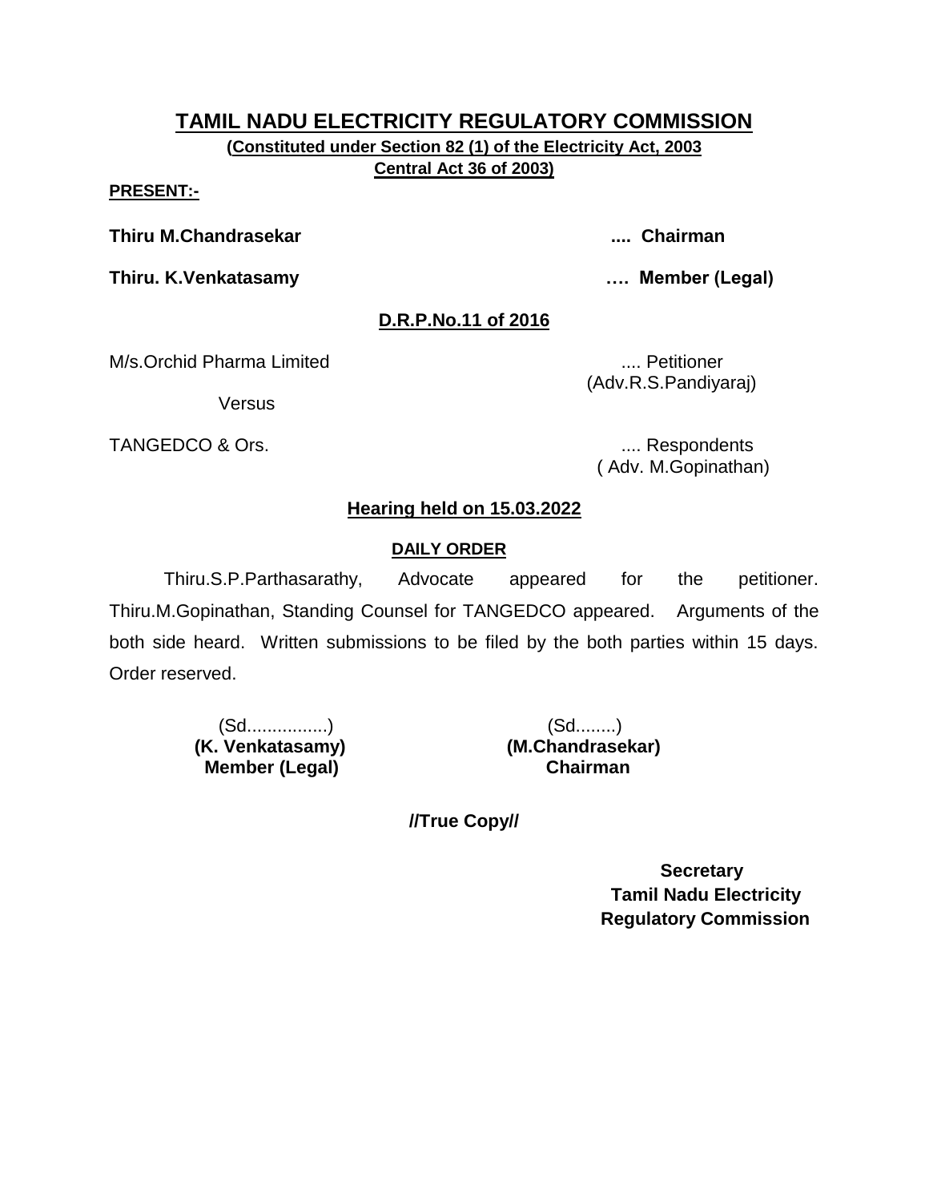# TAMIL NADU ELECTRICITY REGULATORY COMMISSION

**(Constituted under Section 82 (1) of the Electricity Act, 2003 Central Act 36 of 2003)**

**PRESENT:-**

**Thiru M.Chandrasekar** .... **Chairman**

**Thiru. K.Venkatasamy** …. **Member (Legal)**

**D.R.P.No.11 of 2016**

M/s.Orchid Pharma Limited .... Petitioner
(Adv.R.S.Pandiyaraj)

Versus

TANGEDCO & Ors. .... Respondents
( Adv. M.Gopinathan)

**Hearing held on 15.03.2022**

**DAILY ORDER**

Thiru.S.P.Parthasarathy, Advocate appeared for the petitioner. Thiru.M.Gopinathan, Standing Counsel for TANGEDCO appeared. Arguments of the both side heard. Written submissions to be filed by the both parties within 15 days. Order reserved.

(Sd................)
**(K. Venkatasamy)**
**Member (Legal)**

(Sd........)
**(M.Chandrasekar)**
**Chairman**

**//True Copy//**

**Secretary**
**Tamil Nadu Electricity Regulatory Commission**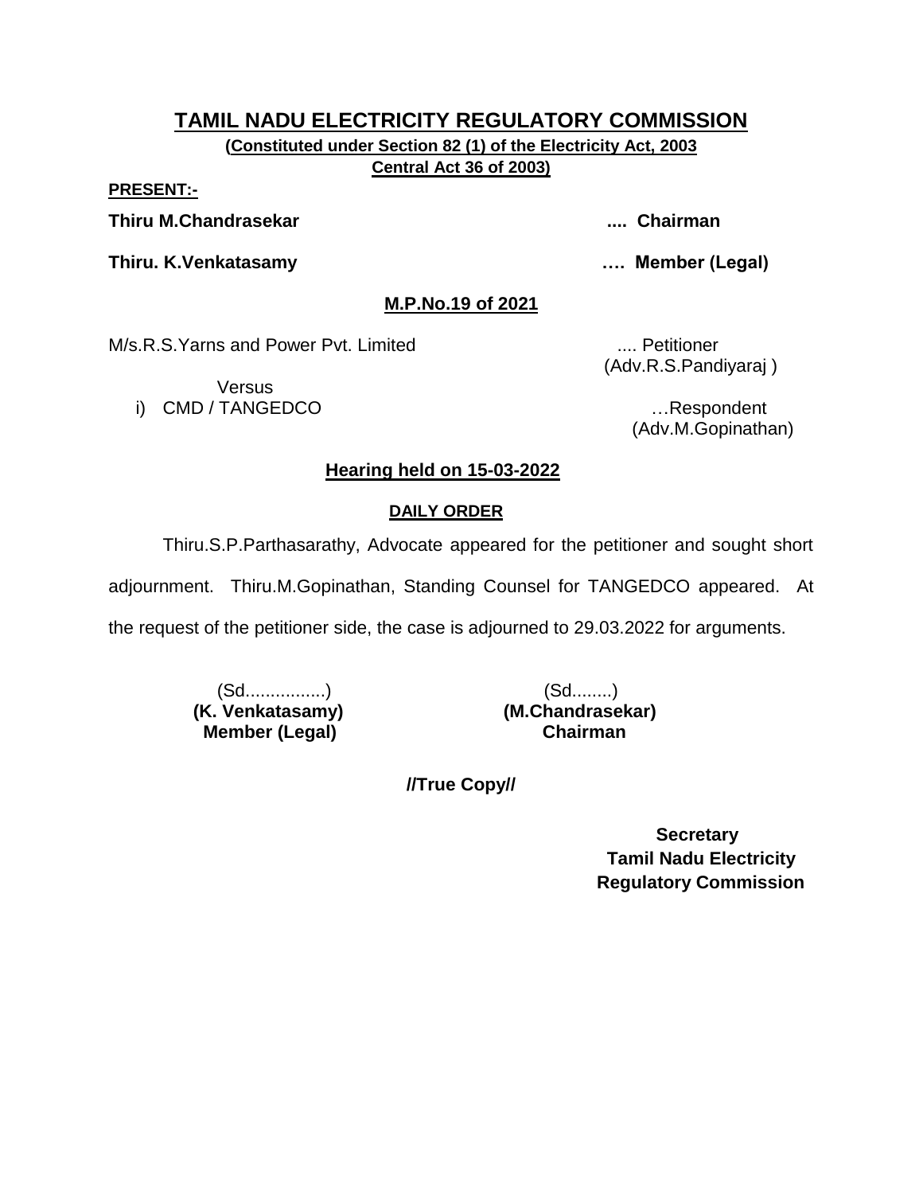# TAMIL NADU ELECTRICITY REGULATORY COMMISSION

**(Constituted under Section 82 (1) of the Electricity Act, 2003 Central Act 36 of 2003)**

**PRESENT:-**

**Thiru M.Chandrasekar .... Chairman**

**Thiru. K.Venkatasamy …. Member (Legal)**

**M.P.No.19 of 2021**

M/s.R.S.Yarns and Power Pvt. Limited .... Petitioner
(Adv.R.S.Pandiyaraj )

Versus

i) CMD / TANGEDCO …Respondent
(Adv.M.Gopinathan)

**Hearing held on 15-03-2022**

**DAILY ORDER**

Thiru.S.P.Parthasarathy, Advocate appeared for the petitioner and sought short adjournment. Thiru.M.Gopinathan, Standing Counsel for TANGEDCO appeared. At the request of the petitioner side, the case is adjourned to 29.03.2022 for arguments.

(Sd................)
**(K. Venkatasamy)**
**Member (Legal)**

(Sd........)
**(M.Chandrasekar)**
**Chairman**

**//True Copy//**

**Secretary**
**Tamil Nadu Electricity Regulatory Commission**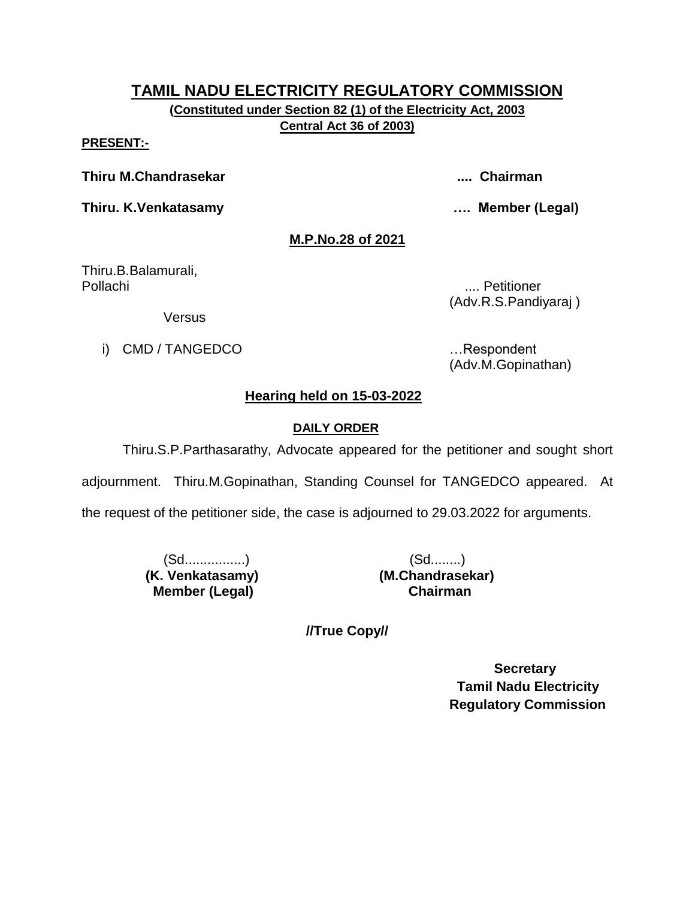# TAMIL NADU ELECTRICITY REGULATORY COMMISSION

**(Constituted under Section 82 (1) of the Electricity Act, 2003 Central Act 36 of 2003)**

**PRESENT:-**

**Thiru M.Chandrasekar .... Chairman**

**Thiru. K.Venkatasamy …. Member (Legal)**

**M.P.No.28 of 2021**

Thiru.B.Balamurali,
Pollachi .... Petitioner
(Adv.R.S.Pandiyaraj )

Versus

i) CMD / TANGEDCO …Respondent
(Adv.M.Gopinathan)

**Hearing held on 15-03-2022**

**DAILY ORDER**

Thiru.S.P.Parthasarathy, Advocate appeared for the petitioner and sought short adjournment. Thiru.M.Gopinathan, Standing Counsel for TANGEDCO appeared. At the request of the petitioner side, the case is adjourned to 29.03.2022 for arguments.

| (Sd................) | (Sd........) |
|---|---|
| **(K. Venkatasamy)** | **(M.Chandrasekar)** |
| **Member (Legal)** | **Chairman** |

**//True Copy//**

**Secretary**
**Tamil Nadu Electricity Regulatory Commission**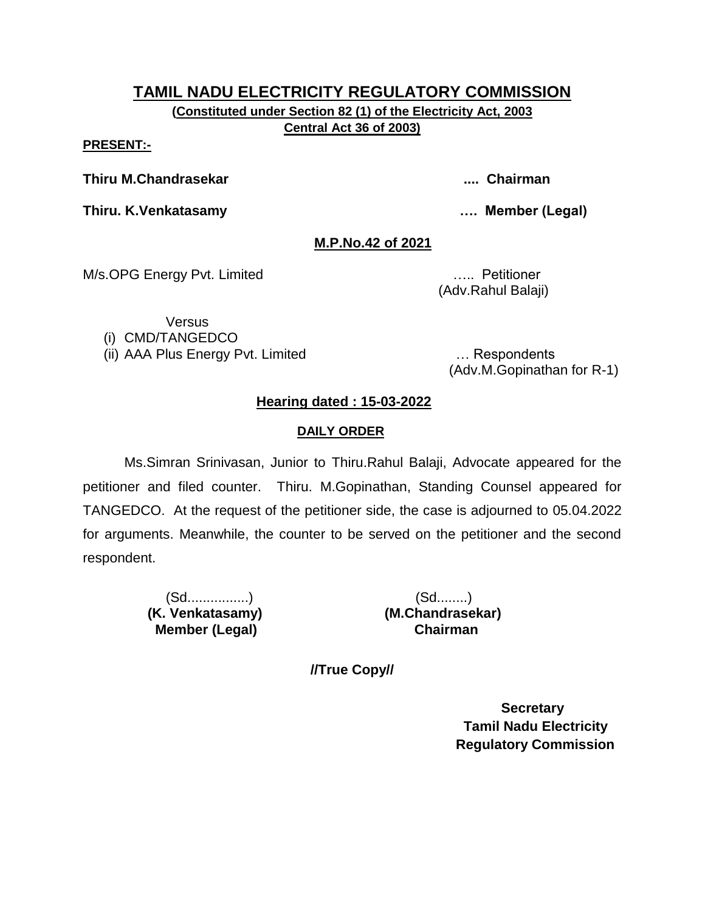# TAMIL NADU ELECTRICITY REGULATORY COMMISSION

**(Constituted under Section 82 (1) of the Electricity Act, 2003 Central Act 36 of 2003)**

**PRESENT:-**

**Thiru M.Chandrasekar** .... **Chairman**

**Thiru. K.Venkatasamy** …. **Member (Legal)**

**M.P.No.42 of 2021**

M/s.OPG Energy Pvt. Limited ….. Petitioner
(Adv.Rahul Balaji)

Versus

(i) CMD/TANGEDCO
(ii) AAA Plus Energy Pvt. Limited … Respondents
(Adv.M.Gopinathan for R-1)

**Hearing dated : 15-03-2022**

**DAILY ORDER**

Ms.Simran Srinivasan, Junior to Thiru.Rahul Balaji, Advocate appeared for the petitioner and filed counter. Thiru. M.Gopinathan, Standing Counsel appeared for TANGEDCO. At the request of the petitioner side, the case is adjourned to 05.04.2022 for arguments. Meanwhile, the counter to be served on the petitioner and the second respondent.

(Sd................)
**(K. Venkatasamy)**
**Member (Legal)**

(Sd........)
**(M.Chandrasekar)**
**Chairman**

**//True Copy//**

**Secretary**
**Tamil Nadu Electricity Regulatory Commission**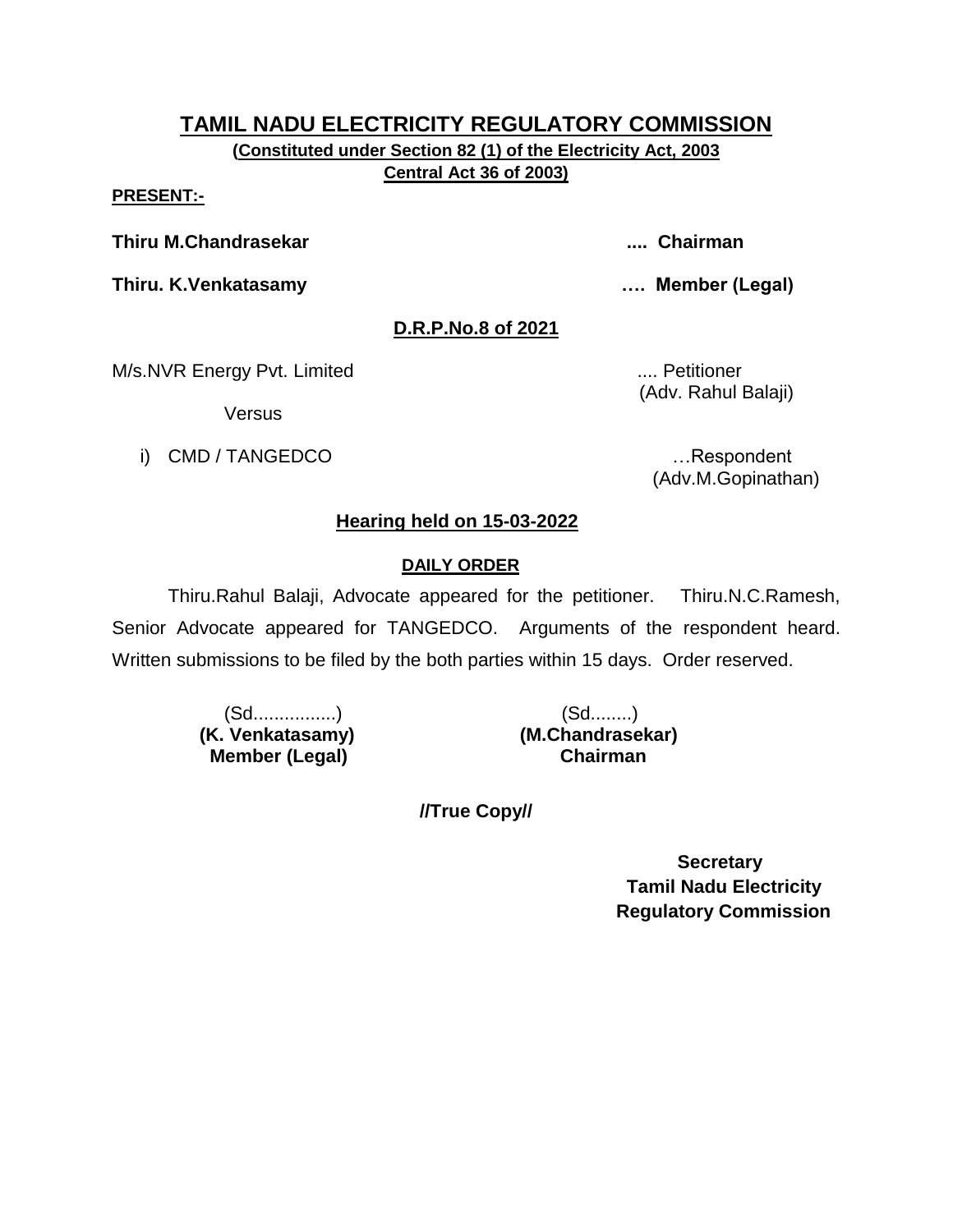# TAMIL NADU ELECTRICITY REGULATORY COMMISSION

**(Constituted under Section 82 (1) of the Electricity Act, 2003
Central Act 36 of 2003)**

**PRESENT:-**

**Thiru M.Chandrasekar .... Chairman**

**Thiru. K.Venkatasamy …. Member (Legal)**

**D.R.P.No.8 of 2021**

M/s.NVR Energy Pvt. Limited .... Petitioner
(Adv. Rahul Balaji)

Versus

i) CMD / TANGEDCO …Respondent
(Adv.M.Gopinathan)

**Hearing held on 15-03-2022**

**DAILY ORDER**

Thiru.Rahul Balaji, Advocate appeared for the petitioner. Thiru.N.C.Ramesh, Senior Advocate appeared for TANGEDCO. Arguments of the respondent heard. Written submissions to be filed by the both parties within 15 days. Order reserved.

(Sd................)
**(K. Venkatasamy)**
**Member (Legal)**

(Sd........)
**(M.Chandrasekar)**
**Chairman**

**//True Copy//**

**Secretary**
**Tamil Nadu Electricity**
**Regulatory Commission**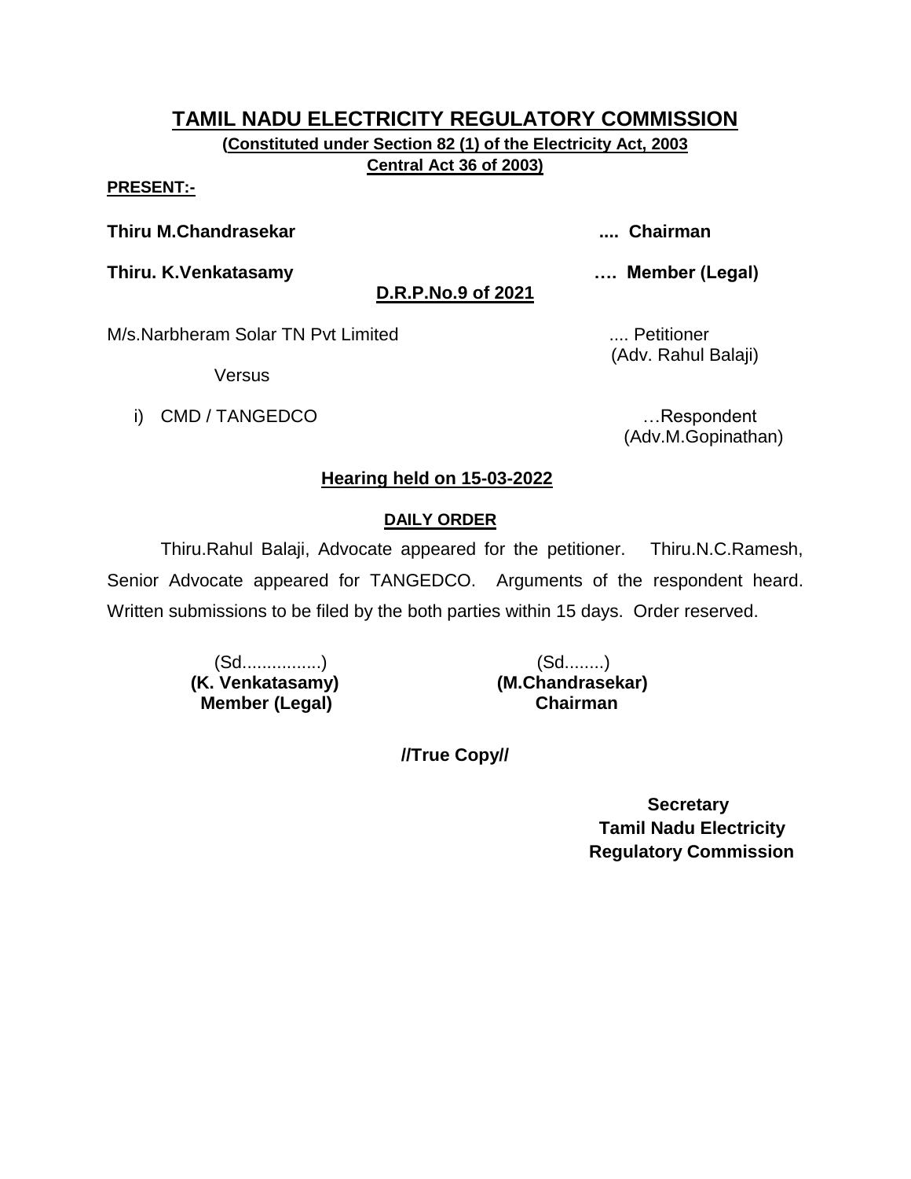# TAMIL NADU ELECTRICITY REGULATORY COMMISSION

**(Constituted under Section 82 (1) of the Electricity Act, 2003**
**Central Act 36 of 2003)**

**PRESENT:-**

**Thiru M.Chandrasekar** .... **Chairman**

**Thiru. K.Venkatasamy** …. **Member (Legal)**

**D.R.P.No.9 of 2021**

M/s.Narbheram Solar TN Pvt Limited .... Petitioner
(Adv. Rahul Balaji)

Versus

i) CMD / TANGEDCO …Respondent
(Adv.M.Gopinathan)

**Hearing held on 15-03-2022**

**DAILY ORDER**

Thiru.Rahul Balaji, Advocate appeared for the petitioner. Thiru.N.C.Ramesh, Senior Advocate appeared for TANGEDCO. Arguments of the respondent heard. Written submissions to be filed by the both parties within 15 days. Order reserved.

| (Sd................) | (Sd........) |
|---|---|
| **(K. Venkatasamy)** | **(M.Chandrasekar)** |
| **Member (Legal)** | **Chairman** |

**//True Copy//**

**Secretary**
**Tamil Nadu Electricity Regulatory Commission**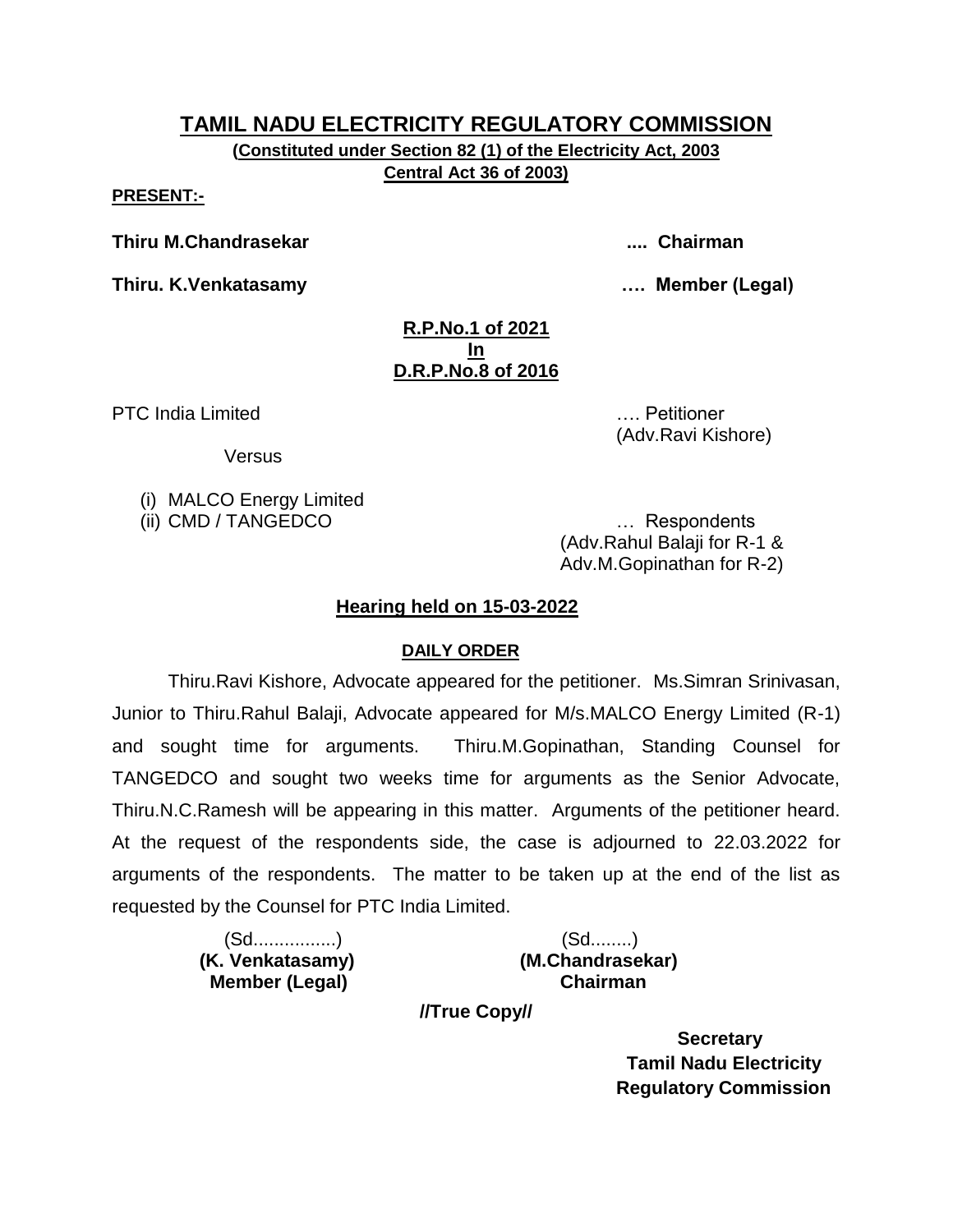# TAMIL NADU ELECTRICITY REGULATORY COMMISSION

**(Constituted under Section 82 (1) of the Electricity Act, 2003**
**Central Act 36 of 2003)**

**PRESENT:-**

**Thiru M.Chandrasekar .... Chairman**

**Thiru. K.Venkatasamy …. Member (Legal)**

**R.P.No.1 of 2021**
**In**
**D.R.P.No.8 of 2016**

PTC India Limited …. Petitioner
(Adv.Ravi Kishore)

Versus

(i) MALCO Energy Limited
(ii) CMD / TANGEDCO … Respondents
(Adv.Rahul Balaji for R-1 & Adv.M.Gopinathan for R-2)

**Hearing held on 15-03-2022**

**DAILY ORDER**

Thiru.Ravi Kishore, Advocate appeared for the petitioner. Ms.Simran Srinivasan, Junior to Thiru.Rahul Balaji, Advocate appeared for M/s.MALCO Energy Limited (R-1) and sought time for arguments. Thiru.M.Gopinathan, Standing Counsel for TANGEDCO and sought two weeks time for arguments as the Senior Advocate, Thiru.N.C.Ramesh will be appearing in this matter. Arguments of the petitioner heard. At the request of the respondents side, the case is adjourned to 22.03.2022 for arguments of the respondents. The matter to be taken up at the end of the list as requested by the Counsel for PTC India Limited.

(Sd................)
**(K. Venkatasamy)**
**Member (Legal)**

(Sd........)
**(M.Chandrasekar)**
**Chairman**

**//True Copy//**

**Secretary**
**Tamil Nadu Electricity**
**Regulatory Commission**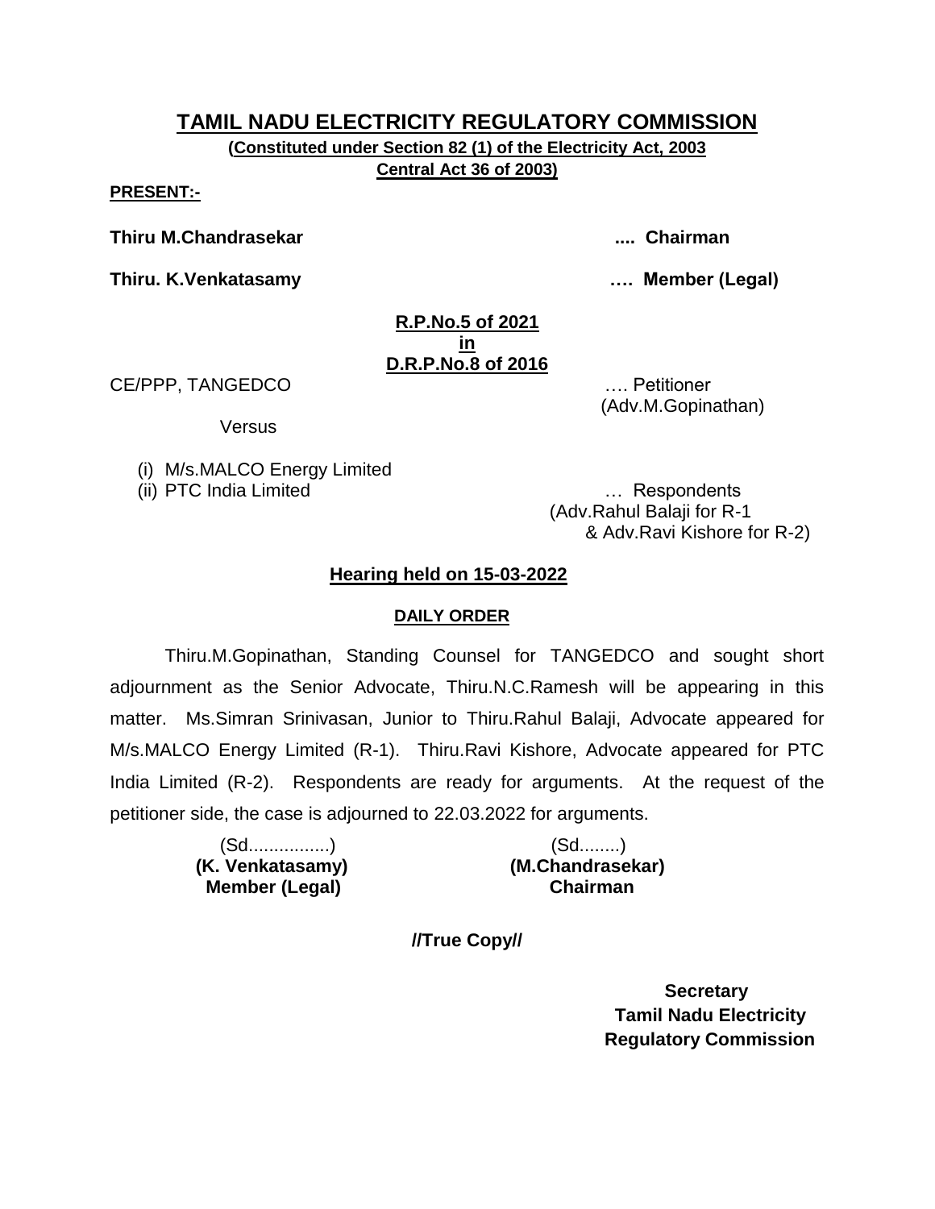# TAMIL NADU ELECTRICITY REGULATORY COMMISSION

**(Constituted under Section 82 (1) of the Electricity Act, 2003 Central Act 36 of 2003)**

**PRESENT:-**

**Thiru M.Chandrasekar** .... **Chairman**

**Thiru. K.Venkatasamy** …. **Member (Legal)**

**R.P.No.5 of 2021**
**in**
**D.R.P.No.8 of 2016**

CE/PPP, TANGEDCO …. Petitioner
(Adv.M.Gopinathan)

Versus

(i) M/s.MALCO Energy Limited
(ii) PTC India Limited … Respondents
(Adv.Rahul Balaji for R-1 & Adv.Ravi Kishore for R-2)

**Hearing held on 15-03-2022**

**DAILY ORDER**

Thiru.M.Gopinathan, Standing Counsel for TANGEDCO and sought short adjournment as the Senior Advocate, Thiru.N.C.Ramesh will be appearing in this matter. Ms.Simran Srinivasan, Junior to Thiru.Rahul Balaji, Advocate appeared for M/s.MALCO Energy Limited (R-1). Thiru.Ravi Kishore, Advocate appeared for PTC India Limited (R-2). Respondents are ready for arguments. At the request of the petitioner side, the case is adjourned to 22.03.2022 for arguments.

(Sd................)
**(K. Venkatasamy)**
**Member (Legal)**

(Sd........)
**(M.Chandrasekar)**
**Chairman**

**//True Copy//**

**Secretary**
**Tamil Nadu Electricity Regulatory Commission**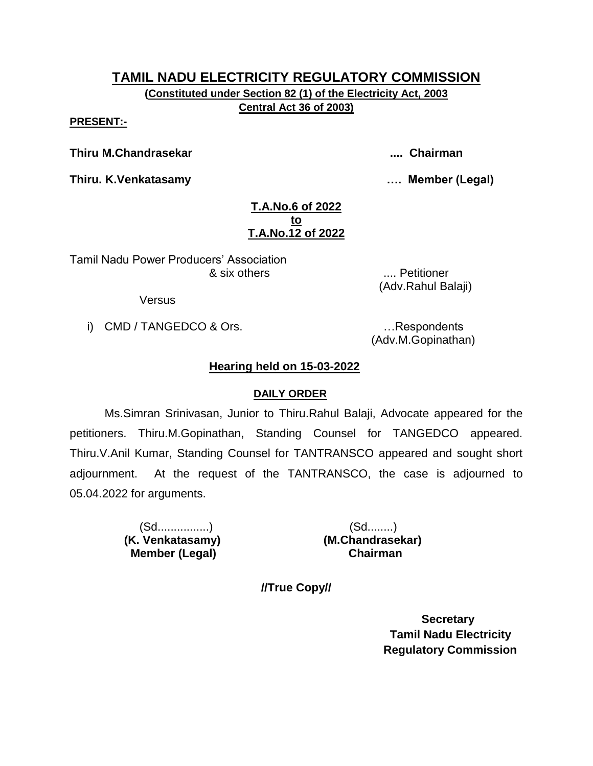# TAMIL NADU ELECTRICITY REGULATORY COMMISSION

**(Constituted under Section 82 (1) of the Electricity Act, 2003**
**Central Act 36 of 2003)**

**PRESENT:-**

**Thiru M.Chandrasekar** .... **Chairman**

**Thiru. K.Venkatasamy** …. **Member (Legal)**

**T.A.No.6 of 2022**
**to**
**T.A.No.12 of 2022**

Tamil Nadu Power Producers' Association
& six others .... Petitioner
(Adv.Rahul Balaji)

Versus

i) CMD / TANGEDCO & Ors. …Respondents
(Adv.M.Gopinathan)

## Hearing held on 15-03-2022

### DAILY ORDER

Ms.Simran Srinivasan, Junior to Thiru.Rahul Balaji, Advocate appeared for the petitioners. Thiru.M.Gopinathan, Standing Counsel for TANGEDCO appeared. Thiru.V.Anil Kumar, Standing Counsel for TANTRANSCO appeared and sought short adjournment. At the request of the TANTRANSCO, the case is adjourned to 05.04.2022 for arguments.

(Sd................)
**(K. Venkatasamy)**
**Member (Legal)**

(Sd........)
**(M.Chandrasekar)**
**Chairman**

**//True Copy//**

**Secretary**
**Tamil Nadu Electricity**
**Regulatory Commission**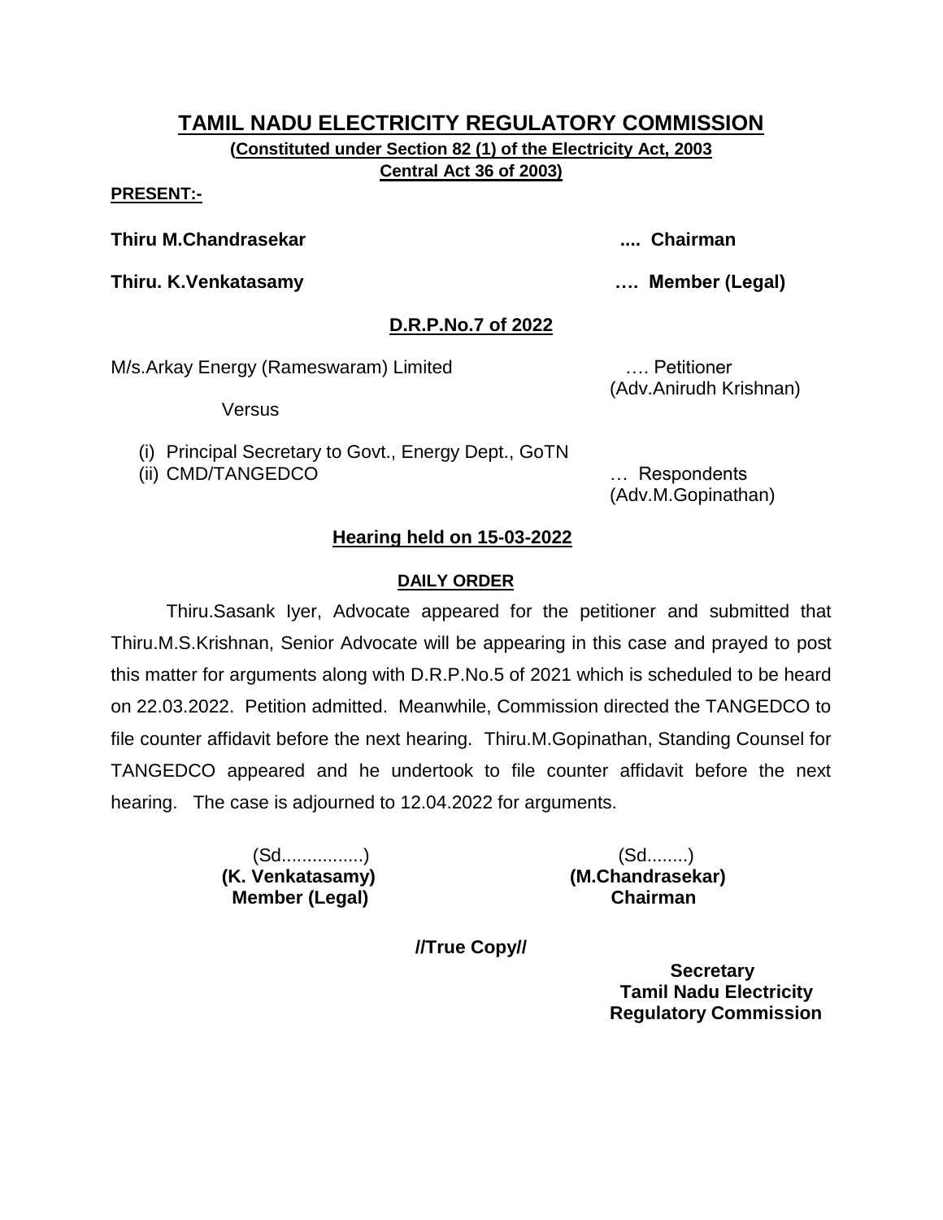# TAMIL NADU ELECTRICITY REGULATORY COMMISSION

**(Constituted under Section 82 (1) of the Electricity Act, 2003 Central Act 36 of 2003)**

**PRESENT:-**

**Thiru M.Chandrasekar** .... **Chairman**

**Thiru. K.Venkatasamy** …. **Member (Legal)**

## D.R.P.No.7 of 2022

M/s.Arkay Energy (Rameswaram) Limited …. Petitioner
(Adv.Anirudh Krishnan)

Versus

(i) Principal Secretary to Govt., Energy Dept., GoTN
(ii) CMD/TANGEDCO … Respondents
(Adv.M.Gopinathan)

### Hearing held on 15-03-2022

#### DAILY ORDER

Thiru.Sasank Iyer, Advocate appeared for the petitioner and submitted that Thiru.M.S.Krishnan, Senior Advocate will be appearing in this case and prayed to post this matter for arguments along with D.R.P.No.5 of 2021 which is scheduled to be heard on 22.03.2022. Petition admitted. Meanwhile, Commission directed the TANGEDCO to file counter affidavit before the next hearing. Thiru.M.Gopinathan, Standing Counsel for TANGEDCO appeared and he undertook to file counter affidavit before the next hearing. The case is adjourned to 12.04.2022 for arguments.

(Sd................)
**(K. Venkatasamy)**
**Member (Legal)**

(Sd........)
**(M.Chandrasekar)**
**Chairman**

**//True Copy//**

**Secretary**
**Tamil Nadu Electricity Regulatory Commission**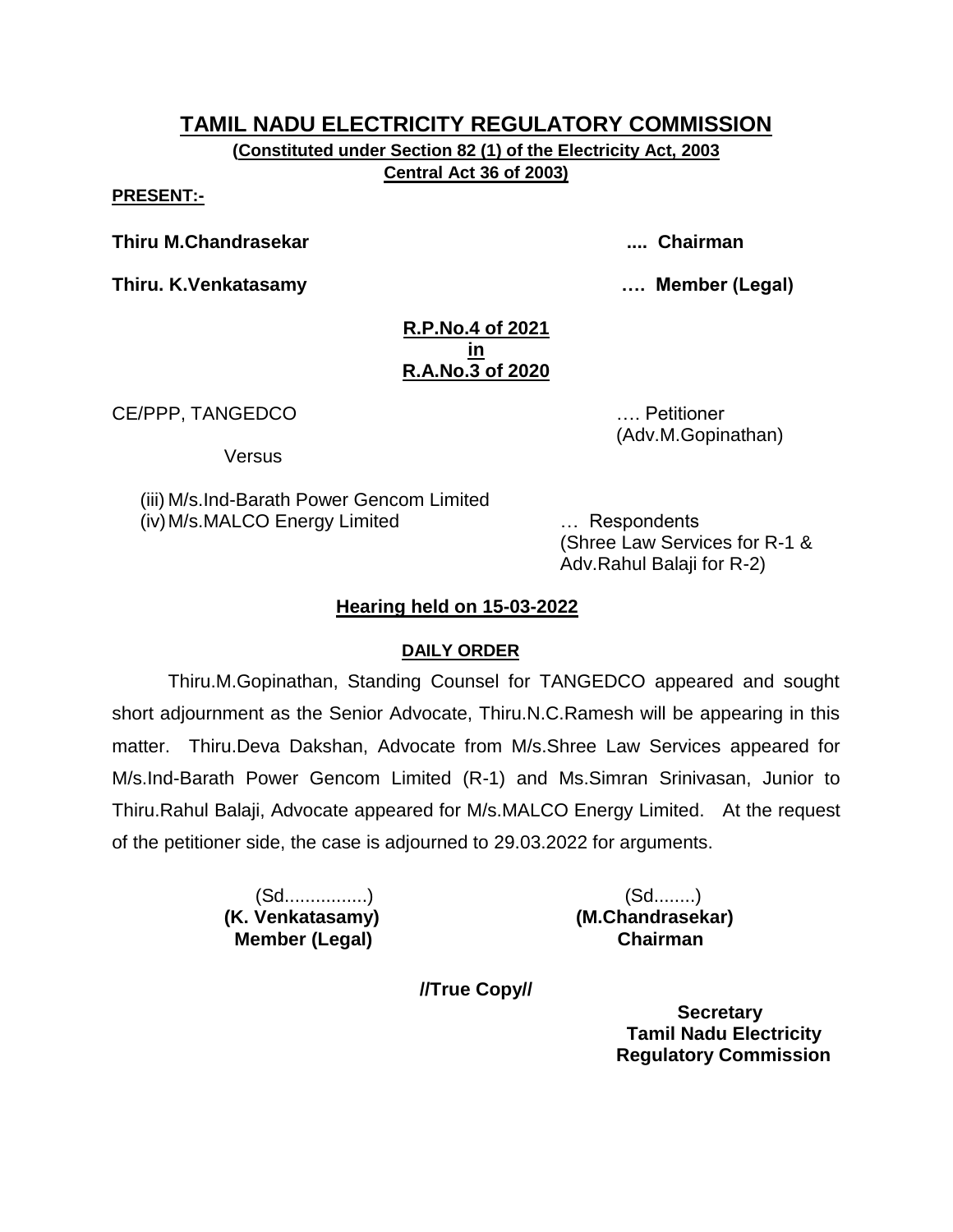# TAMIL NADU ELECTRICITY REGULATORY COMMISSION

**(Constituted under Section 82 (1) of the Electricity Act, 2003 Central Act 36 of 2003)**

**PRESENT:-**

**Thiru M.Chandrasekar .... Chairman**

**Thiru. K.Venkatasamy …. Member (Legal)**

**R.P.No.4 of 2021**
**in**
**R.A.No.3 of 2020**

CE/PPP, TANGEDCO …. Petitioner
(Adv.M.Gopinathan)

Versus

(iii) M/s.Ind-Barath Power Gencom Limited
(iv) M/s.MALCO Energy Limited … Respondents
(Shree Law Services for R-1 & Adv.Rahul Balaji for R-2)

## Hearing held on 15-03-2022

### DAILY ORDER

Thiru.M.Gopinathan, Standing Counsel for TANGEDCO appeared and sought short adjournment as the Senior Advocate, Thiru.N.C.Ramesh will be appearing in this matter. Thiru.Deva Dakshan, Advocate from M/s.Shree Law Services appeared for M/s.Ind-Barath Power Gencom Limited (R-1) and Ms.Simran Srinivasan, Junior to Thiru.Rahul Balaji, Advocate appeared for M/s.MALCO Energy Limited. At the request of the petitioner side, the case is adjourned to 29.03.2022 for arguments.

(Sd................)
**(K. Venkatasamy)**
**Member (Legal)**

(Sd........)
**(M.Chandrasekar)**
**Chairman**

**//True Copy//**

**Secretary**
**Tamil Nadu Electricity Regulatory Commission**